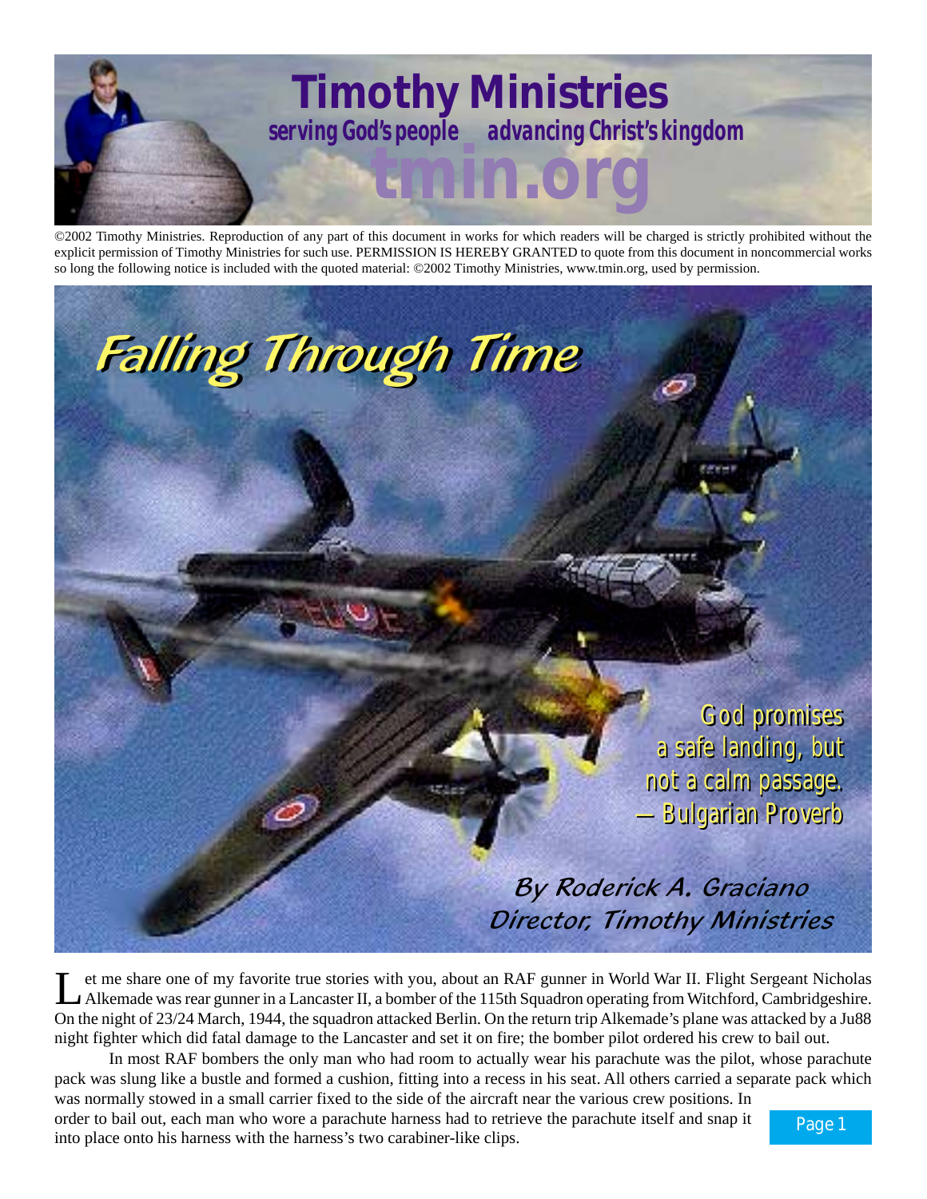# Timothy Ministries

serving God's people advancing Christ's kingdom

tmin.org

©2002 Timothy Ministries. Reproduction of any part of this document in works for which readers will be charged is strictly prohibited without the explicit permission of Timothy Ministries for such use. PERMISSION IS HEREBY GRANTED to quote from this document in noncommercial works so long the following notice is included with the quoted material: ©2002 Timothy Ministries, www.tmin.org, used by permission.

# Falling Through Time

God promises a safe landing, but not a calm passage.
— Bulgarian Proverb

*By Roderick A. Graciano*
*Director, Timothy Ministries*

Let me share one of my favorite true stories with you, about an RAF gunner in World War II. Flight Sergeant Nicholas Alkemade was rear gunner in a Lancaster II, a bomber of the 115th Squadron operating from Witchford, Cambridgeshire. On the night of 23/24 March, 1944, the squadron attacked Berlin. On the return trip Alkemade's plane was attacked by a Ju88 night fighter which did fatal damage to the Lancaster and set it on fire; the bomber pilot ordered his crew to bail out.

In most RAF bombers the only man who had room to actually wear his parachute was the pilot, whose parachute pack was slung like a bustle and formed a cushion, fitting into a recess in his seat. All others carried a separate pack which was normally stowed in a small carrier fixed to the side of the aircraft near the various crew positions. In order to bail out, each man who wore a parachute harness had to retrieve the parachute itself and snap it into place onto his harness with the harness's two carabiner-like clips.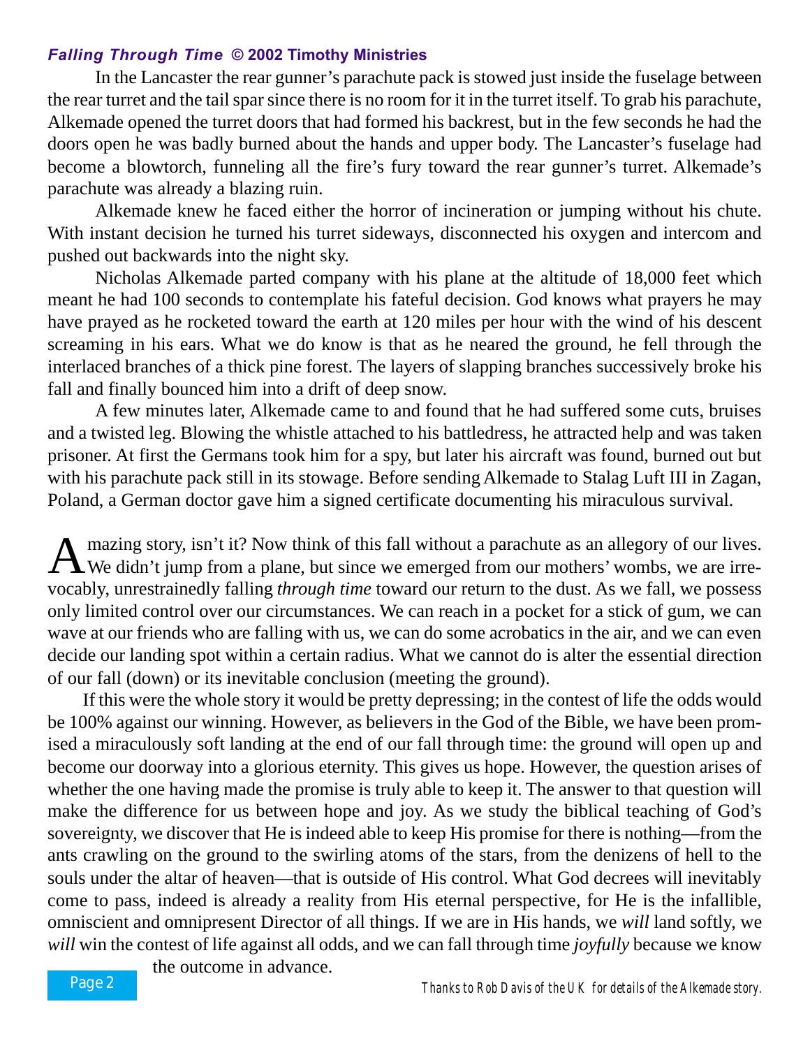*Falling Through Time* **© 2002 Timothy Ministries**

In the Lancaster the rear gunner's parachute pack is stowed just inside the fuselage between the rear turret and the tail spar since there is no room for it in the turret itself. To grab his parachute, Alkemade opened the turret doors that had formed his backrest, but in the few seconds he had the doors open he was badly burned about the hands and upper body. The Lancaster's fuselage had become a blowtorch, funneling all the fire's fury toward the rear gunner's turret. Alkemade's parachute was already a blazing ruin.

Alkemade knew he faced either the horror of incineration or jumping without his chute. With instant decision he turned his turret sideways, disconnected his oxygen and intercom and pushed out backwards into the night sky.

Nicholas Alkemade parted company with his plane at the altitude of 18,000 feet which meant he had 100 seconds to contemplate his fateful decision. God knows what prayers he may have prayed as he rocketed toward the earth at 120 miles per hour with the wind of his descent screaming in his ears. What we do know is that as he neared the ground, he fell through the interlaced branches of a thick pine forest. The layers of slapping branches successively broke his fall and finally bounced him into a drift of deep snow.

A few minutes later, Alkemade came to and found that he had suffered some cuts, bruises and a twisted leg. Blowing the whistle attached to his battledress, he attracted help and was taken prisoner. At first the Germans took him for a spy, but later his aircraft was found, burned out but with his parachute pack still in its stowage. Before sending Alkemade to Stalag Luft III in Zagan, Poland, a German doctor gave him a signed certificate documenting his miraculous survival.

Amazing story, isn't it? Now think of this fall without a parachute as an allegory of our lives. We didn't jump from a plane, but since we emerged from our mothers' wombs, we are irrevocably, unrestrainedly falling *through time* toward our return to the dust. As we fall, we possess only limited control over our circumstances. We can reach in a pocket for a stick of gum, we can wave at our friends who are falling with us, we can do some acrobatics in the air, and we can even decide our landing spot within a certain radius. What we cannot do is alter the essential direction of our fall (down) or its inevitable conclusion (meeting the ground).

If this were the whole story it would be pretty depressing; in the contest of life the odds would be 100% against our winning. However, as believers in the God of the Bible, we have been promised a miraculously soft landing at the end of our fall through time: the ground will open up and become our doorway into a glorious eternity. This gives us hope. However, the question arises of whether the one having made the promise is truly able to keep it. The answer to that question will make the difference for us between hope and joy. As we study the biblical teaching of God's sovereignty, we discover that He is indeed able to keep His promise for there is nothing—from the ants crawling on the ground to the swirling atoms of the stars, from the denizens of hell to the souls under the altar of heaven—that is outside of His control. What God decrees will inevitably come to pass, indeed is already a reality from His eternal perspective, for He is the infallible, omniscient and omnipresent Director of all things. If we are in His hands, we *will* land softly, we *will* win the contest of life against all odds, and we can fall through time *joyfully* because we know the outcome in advance.

*Thanks to Rob Davis of the UK for details of the Alkemade story.*